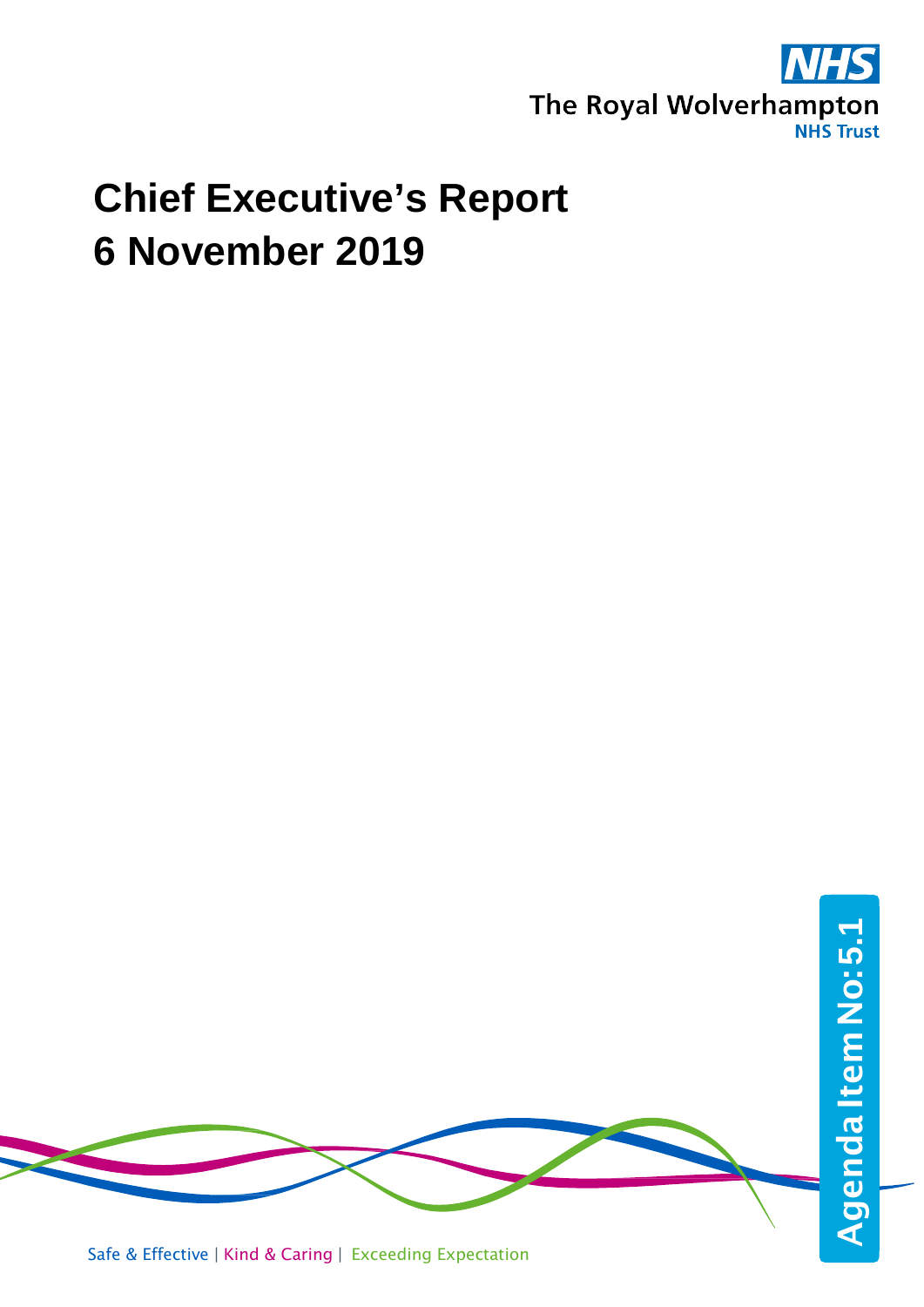The Royal Wolverhampton NHS Trust

# Chief Executive's Report
# 6 November 2019

Agenda Item No: 5.1

Safe & Effective | Kind & Caring | Exceeding Expectation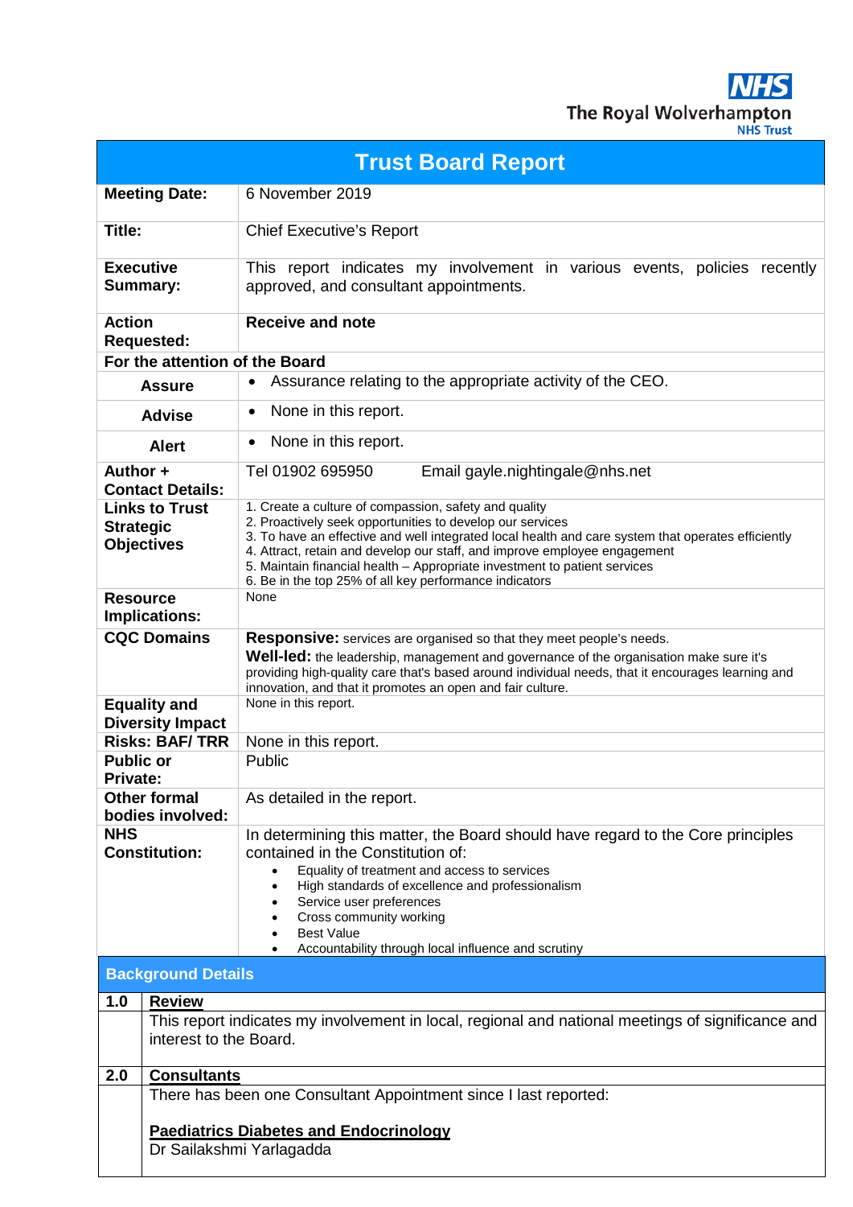NHS
The Royal Wolverhampton
NHS Trust

| Trust Board Report | |
|---|---|
| **Meeting Date:** | 6 November 2019 |
| **Title:** | Chief Executive's Report |
| **Executive Summary:** | This report indicates my involvement in various events, policies recently approved, and consultant appointments. |
| **Action Requested:** | **Receive and note** |
| **For the attention of the Board** | |
| **Assure** | • Assurance relating to the appropriate activity of the CEO. |
| **Advise** | • None in this report. |
| **Alert** | • None in this report. |
| **Author + Contact Details:** | Tel 01902 695950 Email gayle.nightingale@nhs.net |
| **Links to Trust Strategic Objectives** | 1. Create a culture of compassion, safety and quality<br>2. Proactively seek opportunities to develop our services<br>3. To have an effective and well integrated local health and care system that operates efficiently<br>4. Attract, retain and develop our staff, and improve employee engagement<br>5. Maintain financial health – Appropriate investment to patient services<br>6. Be in the top 25% of all key performance indicators |
| **Resource Implications:** | None |
| **CQC Domains** | **Responsive:** services are organised so that they meet people's needs.<br>**Well-led:** the leadership, management and governance of the organisation make sure it's providing high-quality care that's based around individual needs, that it encourages learning and innovation, and that it promotes an open and fair culture. |
| **Equality and Diversity Impact** | None in this report. |
| **Risks: BAF/ TRR** | None in this report. |
| **Public or Private:** | Public |
| **Other formal bodies involved:** | As detailed in the report. |
| **NHS Constitution:** | In determining this matter, the Board should have regard to the Core principles contained in the Constitution of:<br>• Equality of treatment and access to services<br>• High standards of excellence and professionalism<br>• Service user preferences<br>• Cross community working<br>• Best Value<br>• Accountability through local influence and scrutiny |

## Background Details

| 1.0 | Review |
|---|---|
| | This report indicates my involvement in local, regional and national meetings of significance and interest to the Board. |
| **2.0** | **Consultants** |
| | There has been one Consultant Appointment since I last reported:<br><br>**Paediatrics Diabetes and Endocrinology**<br>Dr Sailakshmi Yarlagadda |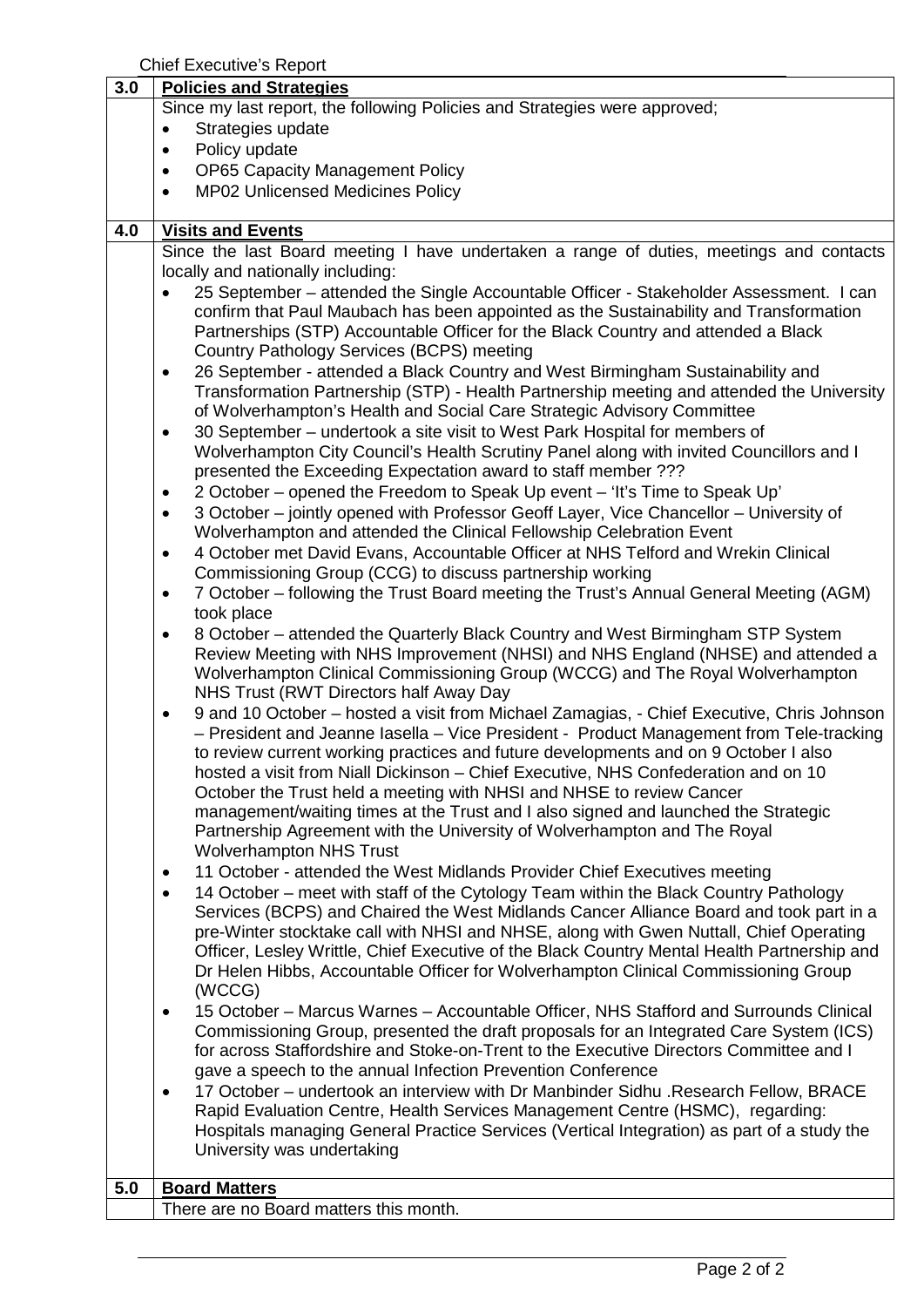Chief Executive's Report

| | |
|---|---|
| **3.0** | **Policies and Strategies** |
| | Since my last report, the following Policies and Strategies were approved;<br>• Strategies update<br>• Policy update<br>• OP65 Capacity Management Policy<br>• MP02 Unlicensed Medicines Policy |
| **4.0** | **Visits and Events** |
| | Since the last Board meeting I have undertaken a range of duties, meetings and contacts locally and nationally including:<br>• 25 September – attended the Single Accountable Officer - Stakeholder Assessment. I can confirm that Paul Maubach has been appointed as the Sustainability and Transformation Partnerships (STP) Accountable Officer for the Black Country and attended a Black Country Pathology Services (BCPS) meeting<br>• 26 September - attended a Black Country and West Birmingham Sustainability and Transformation Partnership (STP) - Health Partnership meeting and attended the University of Wolverhampton's Health and Social Care Strategic Advisory Committee<br>• 30 September – undertook a site visit to West Park Hospital for members of Wolverhampton City Council's Health Scrutiny Panel along with invited Councillors and I presented the Exceeding Expectation award to staff member ???<br>• 2 October – opened the Freedom to Speak Up event – 'It's Time to Speak Up'<br>• 3 October – jointly opened with Professor Geoff Layer, Vice Chancellor – University of Wolverhampton and attended the Clinical Fellowship Celebration Event<br>• 4 October met David Evans, Accountable Officer at NHS Telford and Wrekin Clinical Commissioning Group (CCG) to discuss partnership working<br>• 7 October – following the Trust Board meeting the Trust's Annual General Meeting (AGM) took place<br>• 8 October – attended the Quarterly Black Country and West Birmingham STP System Review Meeting with NHS Improvement (NHSI) and NHS England (NHSE) and attended a Wolverhampton Clinical Commissioning Group (WCCG) and The Royal Wolverhampton NHS Trust (RWT Directors half Away Day<br>• 9 and 10 October – hosted a visit from Michael Zamagias, - Chief Executive, Chris Johnson – President and Jeanne Iasella – Vice President - Product Management from Tele-tracking to review current working practices and future developments and on 9 October I also hosted a visit from Niall Dickinson – Chief Executive, NHS Confederation and on 10 October the Trust held a meeting with NHSI and NHSE to review Cancer management/waiting times at the Trust and I also signed and launched the Strategic Partnership Agreement with the University of Wolverhampton and The Royal Wolverhampton NHS Trust<br>• 11 October - attended the West Midlands Provider Chief Executives meeting<br>• 14 October – meet with staff of the Cytology Team within the Black Country Pathology Services (BCPS) and Chaired the West Midlands Cancer Alliance Board and took part in a pre-Winter stocktake call with NHSI and NHSE, along with Gwen Nuttall, Chief Operating Officer, Lesley Writtle, Chief Executive of the Black Country Mental Health Partnership and Dr Helen Hibbs, Accountable Officer for Wolverhampton Clinical Commissioning Group (WCCG)<br>• 15 October – Marcus Warnes – Accountable Officer, NHS Stafford and Surrounds Clinical Commissioning Group, presented the draft proposals for an Integrated Care System (ICS) for across Staffordshire and Stoke-on-Trent to the Executive Directors Committee and I gave a speech to the annual Infection Prevention Conference<br>• 17 October – undertook an interview with Dr Manbinder Sidhu .Research Fellow, BRACE Rapid Evaluation Centre, Health Services Management Centre (HSMC), regarding: Hospitals managing General Practice Services (Vertical Integration) as part of a study the University was undertaking |
| **5.0** | **Board Matters** |
| | There are no Board matters this month. |